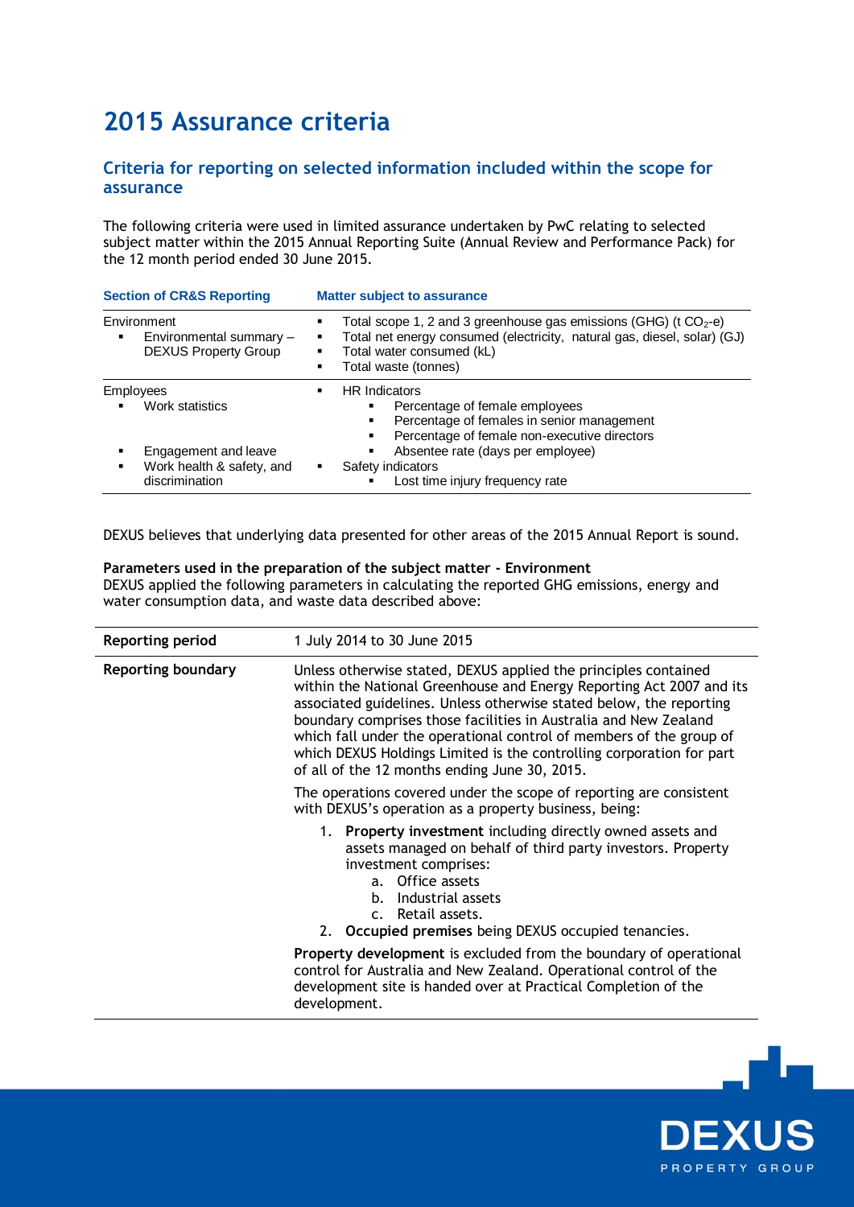# 2015 Assurance criteria

## Criteria for reporting on selected information included within the scope for assurance

The following criteria were used in limited assurance undertaken by PwC relating to selected subject matter within the 2015 Annual Reporting Suite (Annual Review and Performance Pack) for the 12 month period ended 30 June 2015.

| Section of CR&S Reporting | Matter subject to assurance |
|---|---|
| Environment<br>▪ Environmental summary – DEXUS Property Group | ▪ Total scope 1, 2 and 3 greenhouse gas emissions (GHG) (t $CO_2$-e)<br>▪ Total net energy consumed (electricity, natural gas, diesel, solar) (GJ)<br>▪ Total water consumed (kL)<br>▪ Total waste (tonnes) |
| Employees<br>▪ Work statistics<br>▪ Engagement and leave<br>▪ Work health & safety, and discrimination | ▪ HR Indicators<br>  ▪ Percentage of female employees<br>  ▪ Percentage of females in senior management<br>  ▪ Percentage of female non-executive directors<br>  ▪ Absentee rate (days per employee)<br>▪ Safety indicators<br>  ▪ Lost time injury frequency rate |

DEXUS believes that underlying data presented for other areas of the 2015 Annual Report is sound.

**Parameters used in the preparation of the subject matter - Environment**
DEXUS applied the following parameters in calculating the reported GHG emissions, energy and water consumption data, and waste data described above:

| | |
|---|---|
| **Reporting period** | 1 July 2014 to 30 June 2015 |
| **Reporting boundary** | Unless otherwise stated, DEXUS applied the principles contained within the National Greenhouse and Energy Reporting Act 2007 and its associated guidelines. Unless otherwise stated below, the reporting boundary comprises those facilities in Australia and New Zealand which fall under the operational control of members of the group of which DEXUS Holdings Limited is the controlling corporation for part of all of the 12 months ending June 30, 2015.<br><br>The operations covered under the scope of reporting are consistent with DEXUS's operation as a property business, being:<br><br>1. **Property investment** including directly owned assets and assets managed on behalf of third party investors. Property investment comprises:<br>  a. Office assets<br>  b. Industrial assets<br>  c. Retail assets.<br>2. **Occupied premises** being DEXUS occupied tenancies.<br><br>**Property development** is excluded from the boundary of operational control for Australia and New Zealand. Operational control of the development site is handed over at Practical Completion of the development. |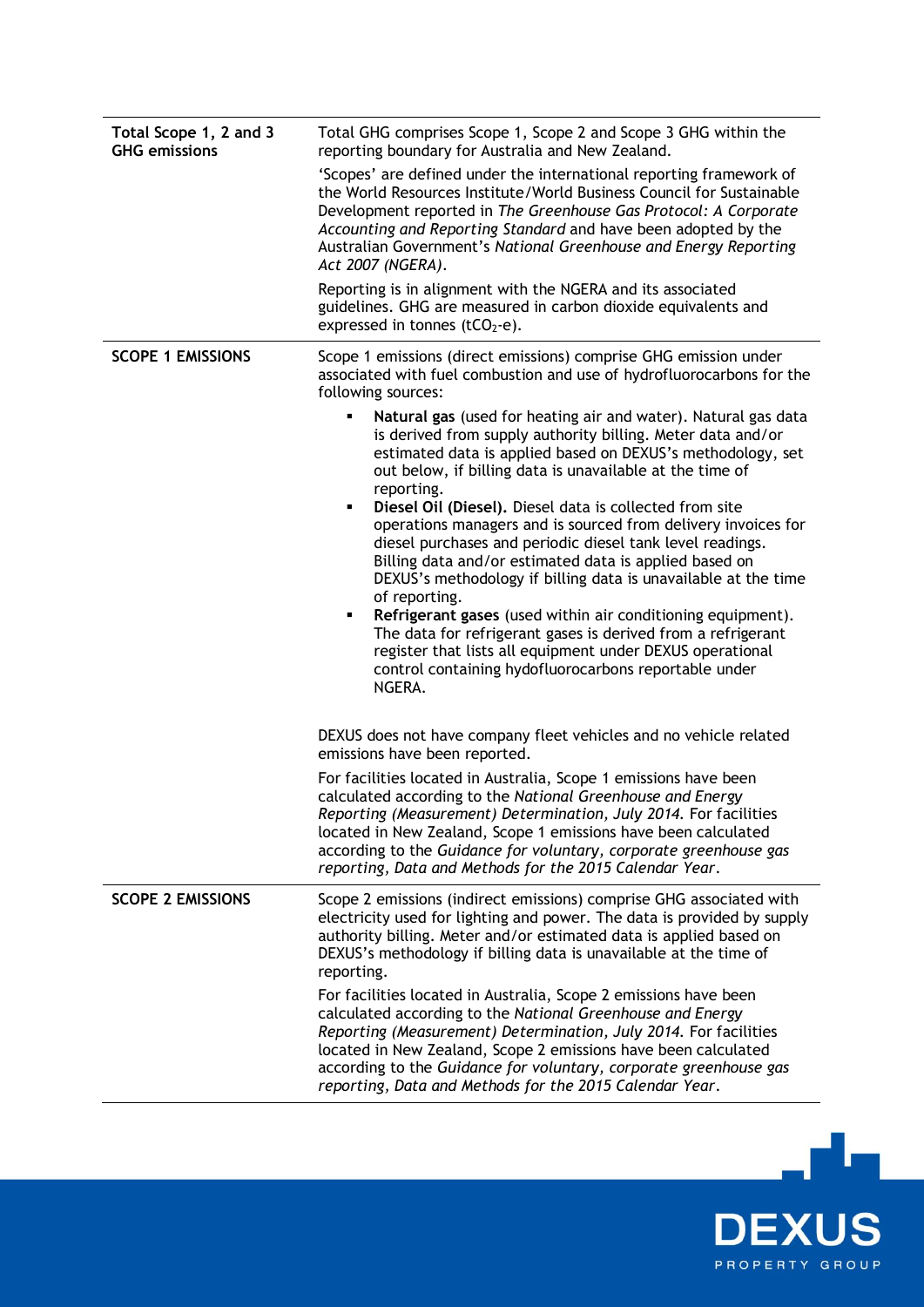| | |
|---|---|
| **Total Scope 1, 2 and 3 GHG emissions** | Total GHG comprises Scope 1, Scope 2 and Scope 3 GHG within the reporting boundary for Australia and New Zealand.<br><br>'Scopes' are defined under the international reporting framework of the World Resources Institute/World Business Council for Sustainable Development reported in *The Greenhouse Gas Protocol: A Corporate Accounting and Reporting Standard* and have been adopted by the Australian Government's *National Greenhouse and Energy Reporting Act 2007 (NGERA)*.<br><br>Reporting is in alignment with the NGERA and its associated guidelines. GHG are measured in carbon dioxide equivalents and expressed in tonnes ($tCO_2$-e). |
| **SCOPE 1 EMISSIONS** | Scope 1 emissions (direct emissions) comprise GHG emission under associated with fuel combustion and use of hydrofluorocarbons for the following sources:<br><br>▪ **Natural gas** (used for heating air and water). Natural gas data is derived from supply authority billing. Meter data and/or estimated data is applied based on DEXUS's methodology, set out below, if billing data is unavailable at the time of reporting.<br>▪ **Diesel Oil (Diesel).** Diesel data is collected from site operations managers and is sourced from delivery invoices for diesel purchases and periodic diesel tank level readings. Billing data and/or estimated data is applied based on DEXUS's methodology if billing data is unavailable at the time of reporting.<br>▪ **Refrigerant gases** (used within air conditioning equipment). The data for refrigerant gases is derived from a refrigerant register that lists all equipment under DEXUS operational control containing hydrofluorocarbons reportable under NGERA.<br><br>DEXUS does not have company fleet vehicles and no vehicle related emissions have been reported.<br><br>For facilities located in Australia, Scope 1 emissions have been calculated according to the *National Greenhouse and Energy Reporting (Measurement) Determination, July 2014.* For facilities located in New Zealand, Scope 1 emissions have been calculated according to the *Guidance for voluntary, corporate greenhouse gas reporting, Data and Methods for the 2015 Calendar Year*. |
| **SCOPE 2 EMISSIONS** | Scope 2 emissions (indirect emissions) comprise GHG associated with electricity used for lighting and power. The data is provided by supply authority billing. Meter and/or estimated data is applied based on DEXUS's methodology if billing data is unavailable at the time of reporting.<br><br>For facilities located in Australia, Scope 2 emissions have been calculated according to the *National Greenhouse and Energy Reporting (Measurement) Determination, July 2014.* For facilities located in New Zealand, Scope 2 emissions have been calculated according to the *Guidance for voluntary, corporate greenhouse gas reporting, Data and Methods for the 2015 Calendar Year*. |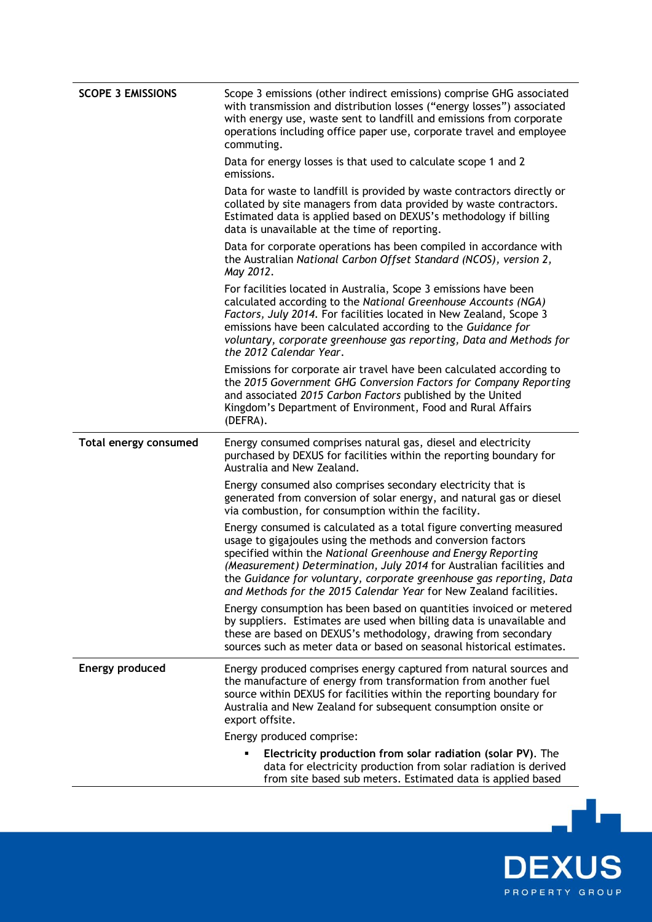| | |
|---|---|
| **SCOPE 3 EMISSIONS** | Scope 3 emissions (other indirect emissions) comprise GHG associated with transmission and distribution losses ("energy losses") associated with energy use, waste sent to landfill and emissions from corporate operations including office paper use, corporate travel and employee commuting.<br><br>Data for energy losses is that used to calculate scope 1 and 2 emissions.<br><br>Data for waste to landfill is provided by waste contractors directly or collated by site managers from data provided by waste contractors. Estimated data is applied based on DEXUS's methodology if billing data is unavailable at the time of reporting.<br><br>Data for corporate operations has been compiled in accordance with the Australian *National Carbon Offset Standard (NCOS), version 2, May 2012*.<br><br>For facilities located in Australia, Scope 3 emissions have been calculated according to the *National Greenhouse Accounts (NGA) Factors, July 2014*. For facilities located in New Zealand, Scope 3 emissions have been calculated according to the *Guidance for voluntary, corporate greenhouse gas reporting, Data and Methods for the 2012 Calendar Year*.<br><br>Emissions for corporate air travel have been calculated according to the *2015 Government GHG Conversion Factors for Company Reporting* and associated *2015 Carbon Factors* published by the United Kingdom's Department of Environment, Food and Rural Affairs (DEFRA). |
| **Total energy consumed** | Energy consumed comprises natural gas, diesel and electricity purchased by DEXUS for facilities within the reporting boundary for Australia and New Zealand.<br><br>Energy consumed also comprises secondary electricity that is generated from conversion of solar energy, and natural gas or diesel via combustion, for consumption within the facility.<br><br>Energy consumed is calculated as a total figure converting measured usage to gigajoules using the methods and conversion factors specified within the *National Greenhouse and Energy Reporting (Measurement) Determination, July 2014* for Australian facilities and the *Guidance for voluntary, corporate greenhouse gas reporting, Data and Methods for the 2015 Calendar Year* for New Zealand facilities.<br><br>Energy consumption has been based on quantities invoiced or metered by suppliers. Estimates are used when billing data is unavailable and these are based on DEXUS's methodology, drawing from secondary sources such as meter data or based on seasonal historical estimates. |
| **Energy produced** | Energy produced comprises energy captured from natural sources and the manufacture of energy from transformation from another fuel source within DEXUS for facilities within the reporting boundary for Australia and New Zealand for subsequent consumption onsite or export offsite.<br><br>Energy produced comprise:<br><br>▪ **Electricity production from solar radiation (solar PV)**. The data for electricity production from solar radiation is derived from site based sub meters. Estimated data is applied based |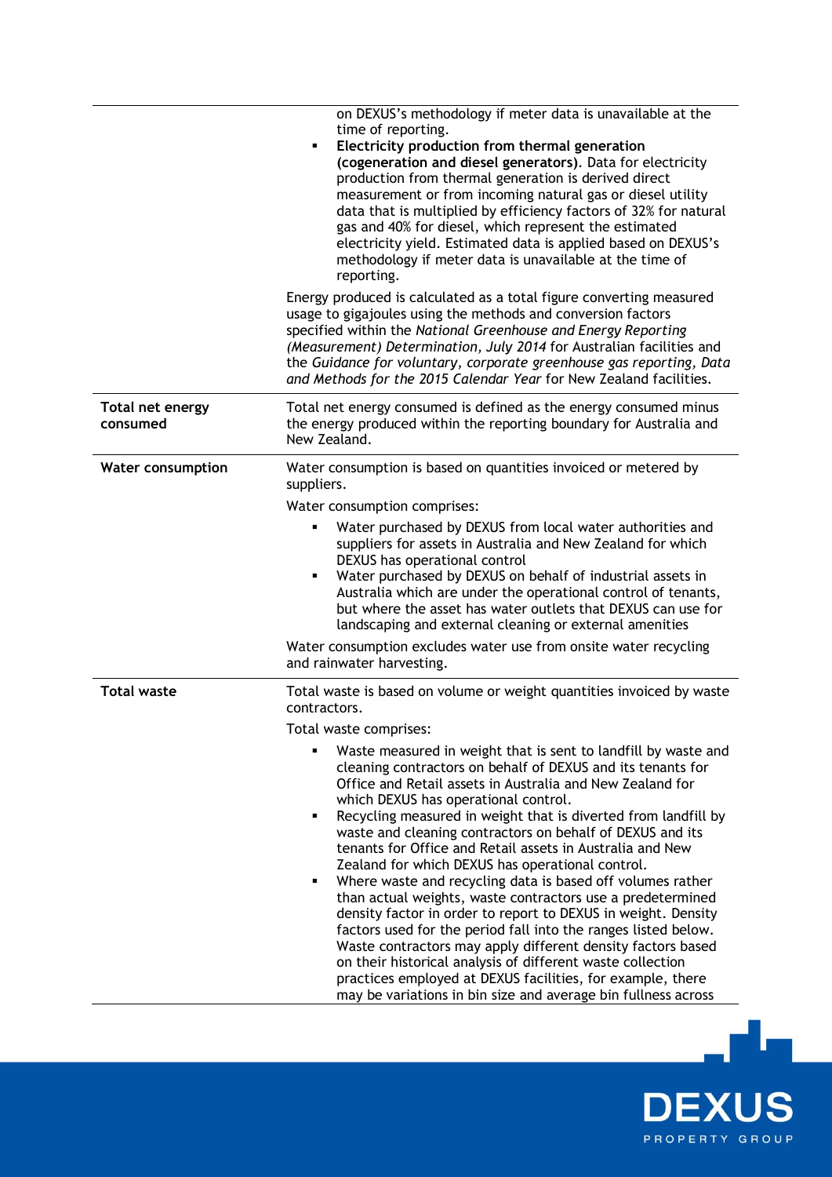| | |
|---|---|
| | on DEXUS's methodology if meter data is unavailable at the time of reporting.<br>• **Electricity production from thermal generation (cogeneration and diesel generators)**. Data for electricity production from thermal generation is derived direct measurement or from incoming natural gas or diesel utility data that is multiplied by efficiency factors of 32% for natural gas and 40% for diesel, which represent the estimated electricity yield. Estimated data is applied based on DEXUS's methodology if meter data is unavailable at the time of reporting.<br><br>Energy produced is calculated as a total figure converting measured usage to gigajoules using the methods and conversion factors specified within the *National Greenhouse and Energy Reporting (Measurement) Determination, July 2014* for Australian facilities and the *Guidance for voluntary, corporate greenhouse gas reporting, Data and Methods for the 2015 Calendar Year* for New Zealand facilities. |
| **Total net energy consumed** | Total net energy consumed is defined as the energy consumed minus the energy produced within the reporting boundary for Australia and New Zealand. |
| **Water consumption** | Water consumption is based on quantities invoiced or metered by suppliers.<br><br>Water consumption comprises:<br>• Water purchased by DEXUS from local water authorities and suppliers for assets in Australia and New Zealand for which DEXUS has operational control<br>• Water purchased by DEXUS on behalf of industrial assets in Australia which are under the operational control of tenants, but where the asset has water outlets that DEXUS can use for landscaping and external cleaning or external amenities<br><br>Water consumption excludes water use from onsite water recycling and rainwater harvesting. |
| **Total waste** | Total waste is based on volume or weight quantities invoiced by waste contractors.<br><br>Total waste comprises:<br>• Waste measured in weight that is sent to landfill by waste and cleaning contractors on behalf of DEXUS and its tenants for Office and Retail assets in Australia and New Zealand for which DEXUS has operational control.<br>• Recycling measured in weight that is diverted from landfill by waste and cleaning contractors on behalf of DEXUS and its tenants for Office and Retail assets in Australia and New Zealand for which DEXUS has operational control.<br>• Where waste and recycling data is based off volumes rather than actual weights, waste contractors use a predetermined density factor in order to report to DEXUS in weight. Density factors used for the period fall into the ranges listed below. Waste contractors may apply different density factors based on their historical analysis of different waste collection practices employed at DEXUS facilities, for example, there may be variations in bin size and average bin fullness across |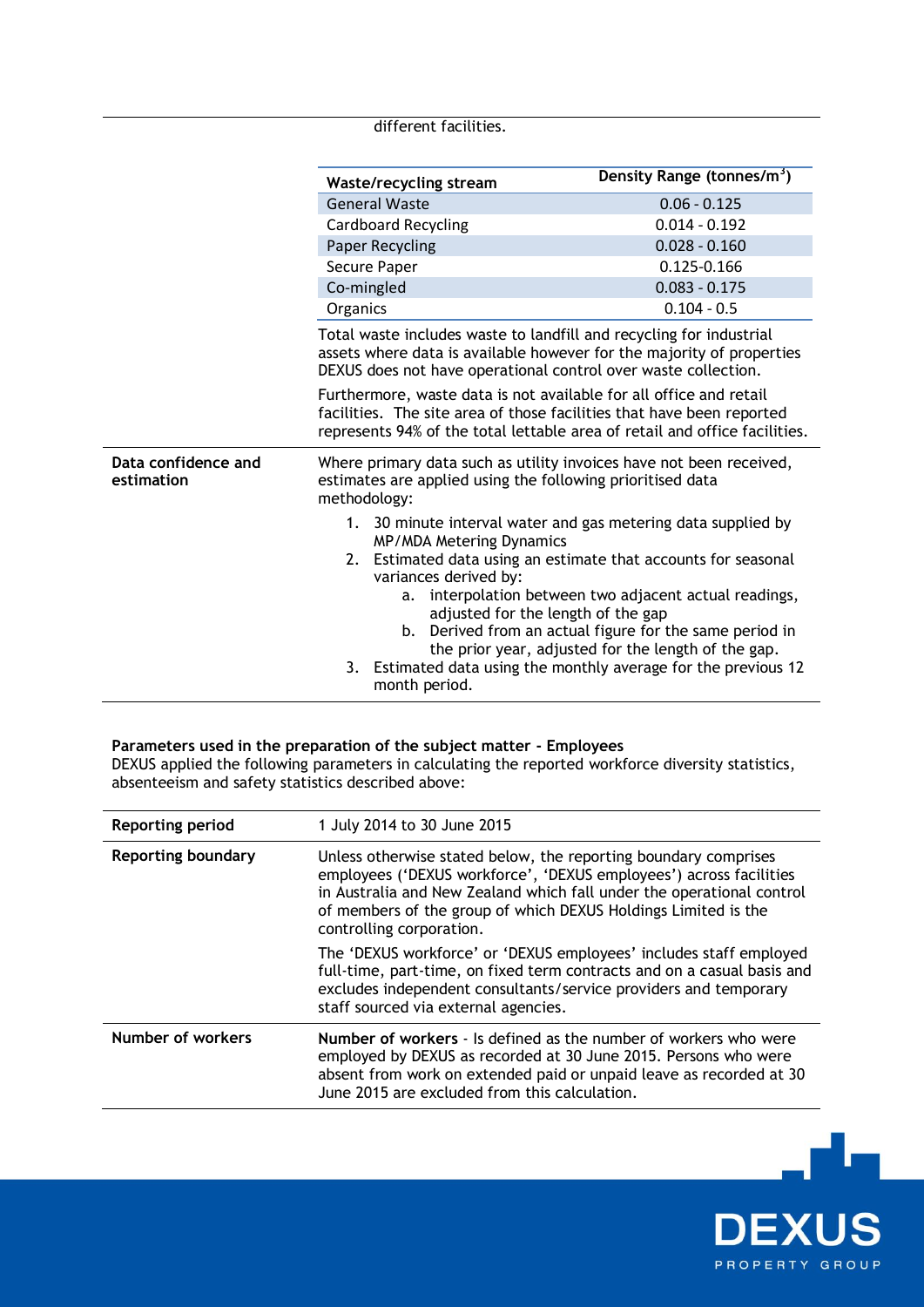different facilities.

| Waste/recycling stream | Density Range (tonnes/m$^3$) |
|---|---|
| General Waste | 0.06 - 0.125 |
| Cardboard Recycling | 0.014 - 0.192 |
| Paper Recycling | 0.028 - 0.160 |
| Secure Paper | 0.125-0.166 |
| Co-mingled | 0.083 - 0.175 |
| Organics | 0.104 - 0.5 |

Total waste includes waste to landfill and recycling for industrial assets where data is available however for the majority of properties DEXUS does not have operational control over waste collection.

Furthermore, waste data is not available for all office and retail facilities. The site area of those facilities that have been reported represents 94% of the total lettable area of retail and office facilities.

**Data confidence and estimation**

Where primary data such as utility invoices have not been received, estimates are applied using the following prioritised data methodology:

1. 30 minute interval water and gas metering data supplied by MP/MDA Metering Dynamics
2. Estimated data using an estimate that accounts for seasonal variances derived by:
   a. interpolation between two adjacent actual readings, adjusted for the length of the gap
   b. Derived from an actual figure for the same period in the prior year, adjusted for the length of the gap.
3. Estimated data using the monthly average for the previous 12 month period.

**Parameters used in the preparation of the subject matter - Employees**

DEXUS applied the following parameters in calculating the reported workforce diversity statistics, absenteeism and safety statistics described above:

| | |
|---|---|
| **Reporting period** | 1 July 2014 to 30 June 2015 |
| **Reporting boundary** | Unless otherwise stated below, the reporting boundary comprises employees ('DEXUS workforce', 'DEXUS employees') across facilities in Australia and New Zealand which fall under the operational control of members of the group of which DEXUS Holdings Limited is the controlling corporation.<br><br>The 'DEXUS workforce' or 'DEXUS employees' includes staff employed full-time, part-time, on fixed term contracts and on a casual basis and excludes independent consultants/service providers and temporary staff sourced via external agencies. |
| **Number of workers** | **Number of workers** - Is defined as the number of workers who were employed by DEXUS as recorded at 30 June 2015. Persons who were absent from work on extended paid or unpaid leave as recorded at 30 June 2015 are excluded from this calculation. |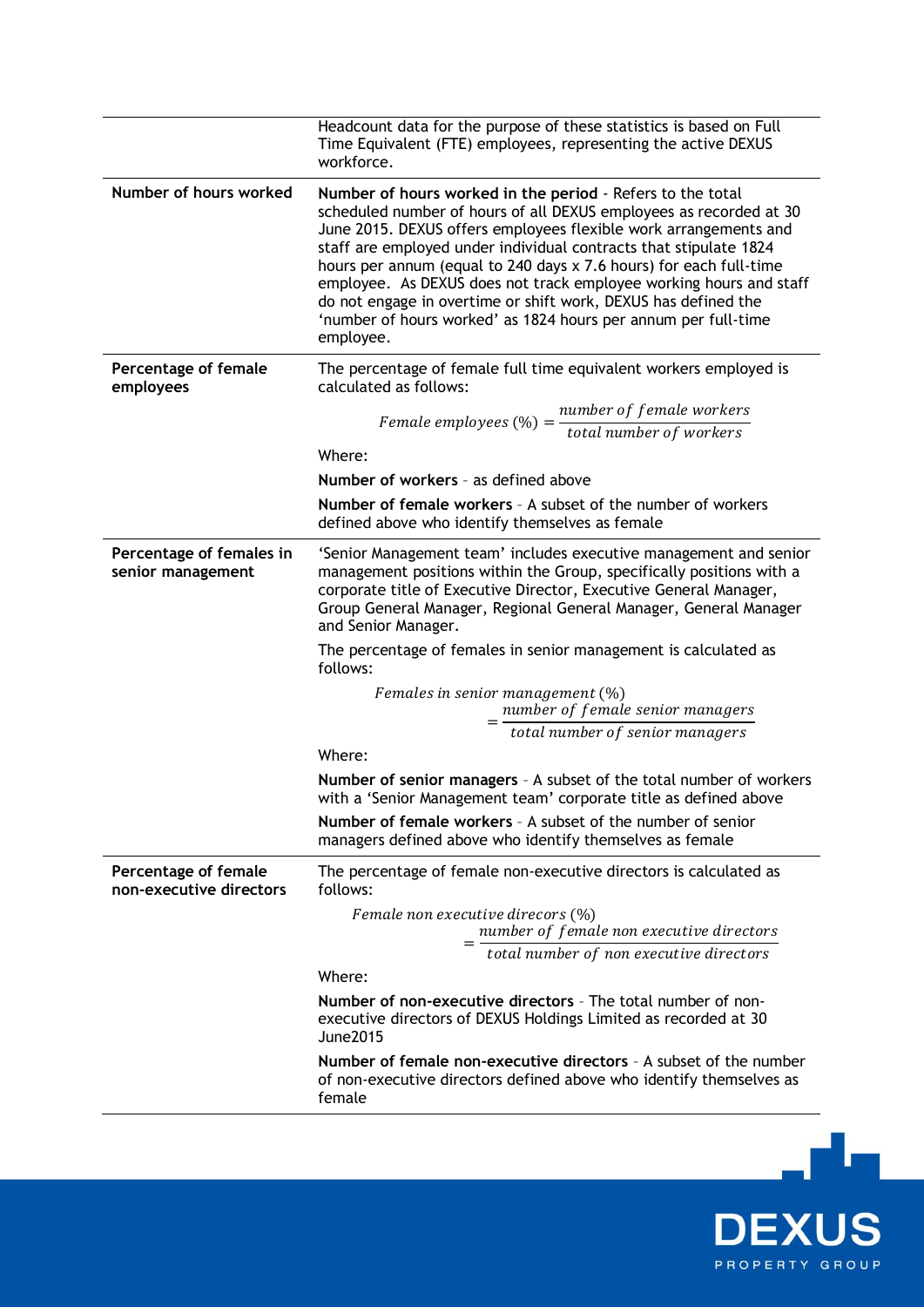| | |
|---|---|
| | Headcount data for the purpose of these statistics is based on Full Time Equivalent (FTE) employees, representing the active DEXUS workforce. |
| **Number of hours worked** | **Number of hours worked in the period** - Refers to the total scheduled number of hours of all DEXUS employees as recorded at 30 June 2015. DEXUS offers employees flexible work arrangements and staff are employed under individual contracts that stipulate 1824 hours per annum (equal to 240 days x 7.6 hours) for each full-time employee. As DEXUS does not track employee working hours and staff do not engage in overtime or shift work, DEXUS has defined the 'number of hours worked' as 1824 hours per annum per full-time employee. |
| **Percentage of female employees** | The percentage of female full time equivalent workers employed is calculated as follows: $$Female\ employees\ (\%) = \frac{number\ of\ female\ workers}{total\ number\ of\ workers}$$ Where: **Number of workers** – as defined above **Number of female workers** – A subset of the number of workers defined above who identify themselves as female |
| **Percentage of females in senior management** | 'Senior Management team' includes executive management and senior management positions within the Group, specifically positions with a corporate title of Executive Director, Executive General Manager, Group General Manager, Regional General Manager, General Manager and Senior Manager. The percentage of females in senior management is calculated as follows: $$Females\ in\ senior\ management\ (\%) = \frac{number\ of\ female\ senior\ managers}{total\ number\ of\ senior\ managers}$$ Where: **Number of senior managers** – A subset of the total number of workers with a 'Senior Management team' corporate title as defined above **Number of female workers** – A subset of the number of senior managers defined above who identify themselves as female |
| **Percentage of female non-executive directors** | The percentage of female non-executive directors is calculated as follows: $$Female\ non\ executive\ direcors\ (\%) = \frac{number\ of\ female\ non\ executive\ directors}{total\ number\ of\ non\ executive\ directors}$$ Where: **Number of non-executive directors** – The total number of non-executive directors of DEXUS Holdings Limited as recorded at 30 June2015 **Number of female non-executive directors** – A subset of the number of non-executive directors defined above who identify themselves as female |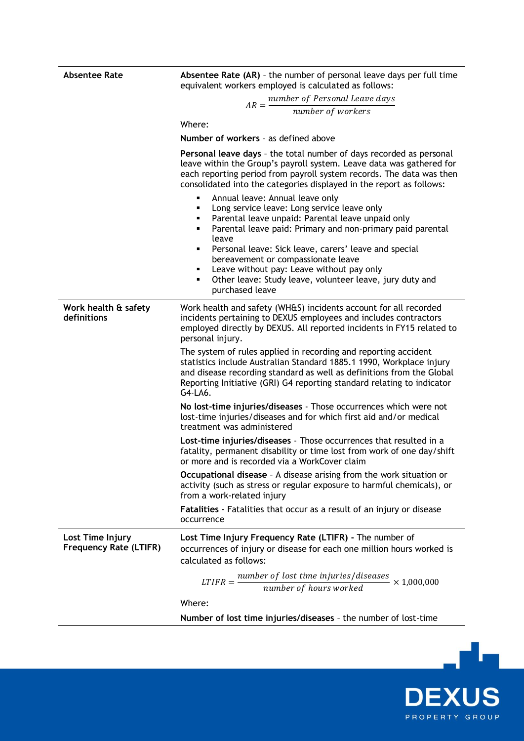| | |
|---|---|
| **Absentee Rate** | **Absentee Rate (AR)** – the number of personal leave days per full time equivalent workers employed is calculated as follows: $$AR = \frac{number\ of\ Personal\ Leave\ days}{number\ of\ workers}$$ Where: **Number of workers** – as defined above **Personal leave days** – the total number of days recorded as personal leave within the Group's payroll system. Leave data was gathered for each reporting period from payroll system records. The data was then consolidated into the categories displayed in the report as follows: <br>▪ Annual leave: Annual leave only <br>▪ Long service leave: Long service leave only <br>▪ Parental leave unpaid: Parental leave unpaid only <br>▪ Parental leave paid: Primary and non-primary paid parental leave <br>▪ Personal leave: Sick leave, carers' leave and special bereavement or compassionate leave <br>▪ Leave without pay: Leave without pay only <br>▪ Other leave: Study leave, volunteer leave, jury duty and purchased leave |
| **Work health & safety definitions** | Work health and safety (WH&S) incidents account for all recorded incidents pertaining to DEXUS employees and includes contractors employed directly by DEXUS. All reported incidents in FY15 related to personal injury. The system of rules applied in recording and reporting accident statistics include Australian Standard 1885.1 1990, Workplace injury and disease recording standard as well as definitions from the Global Reporting Initiative (GRI) G4 reporting standard relating to indicator G4-LA6. **No lost-time injuries/diseases** - Those occurrences which were not lost-time injuries/diseases and for which first aid and/or medical treatment was administered **Lost-time injuries/diseases** - Those occurrences that resulted in a fatality, permanent disability or time lost from work of one day/shift or more and is recorded via a WorkCover claim **Occupational disease** – A disease arising from the work situation or activity (such as stress or regular exposure to harmful chemicals), or from a work-related injury **Fatalities** - Fatalities that occur as a result of an injury or disease occurrence |
| **Lost Time Injury Frequency Rate (LTIFR)** | **Lost Time Injury Frequency Rate (LTIFR) -** The number of occurrences of injury or disease for each one million hours worked is calculated as follows: $$LTIFR = \frac{number\ of\ lost\ time\ injuries/diseases}{number\ of\ hours\ worked} \times 1{,}000{,}000$$ Where: **Number of lost time injuries/diseases** – the number of lost-time |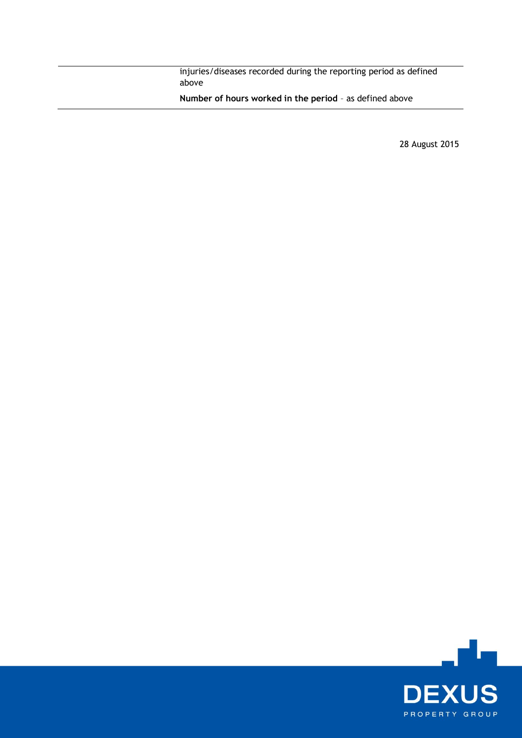| | |
|---|---|
| | injuries/diseases recorded during the reporting period as defined above<br>**Number of hours worked in the period** – as defined above |

28 August 2015